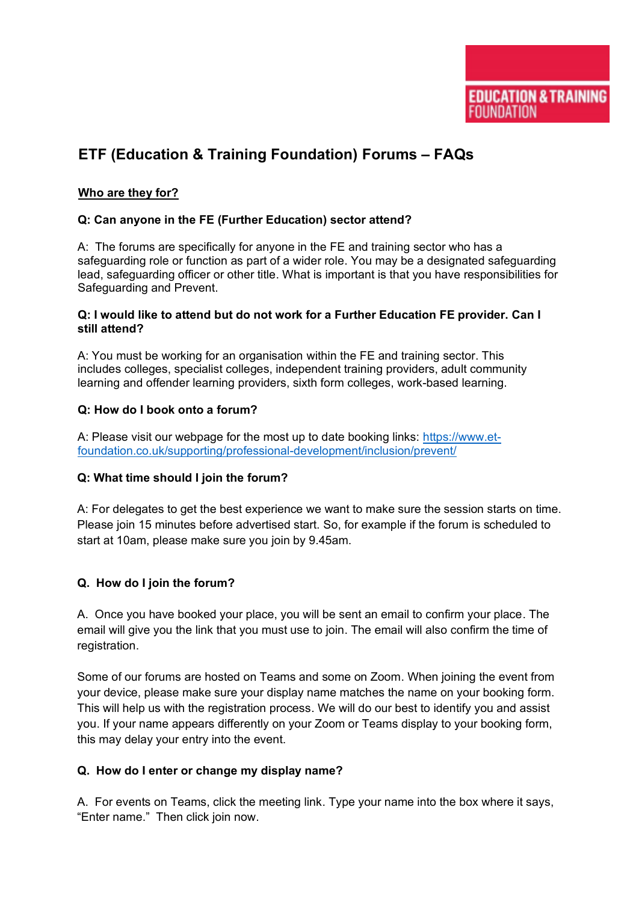# ETF (Education & Training Foundation) Forums – FAQs

## Who are they for?

**Q: Can anyone in the FE (Further Education) sector attend?**

A: The forums are specifically for anyone in the FE and training sector who has a safeguarding role or function as part of a wider role. You may be a designated safeguarding lead, safeguarding officer or other title. What is important is that you have responsibilities for Safeguarding and Prevent.

**Q: I would like to attend but do not work for a Further Education FE provider. Can I still attend?**

A: You must be working for an organisation within the FE and training sector. This includes colleges, specialist colleges, independent training providers, adult community learning and offender learning providers, sixth form colleges, work-based learning.

**Q: How do I book onto a forum?**

A: Please visit our webpage for the most up to date booking links: https://www.et-foundation.co.uk/supporting/professional-development/inclusion/prevent/

**Q: What time should I join the forum?**

A: For delegates to get the best experience we want to make sure the session starts on time. Please join 15 minutes before advertised start. So, for example if the forum is scheduled to start at 10am, please make sure you join by 9.45am.

**Q. How do I join the forum?**

A. Once you have booked your place, you will be sent an email to confirm your place. The email will give you the link that you must use to join. The email will also confirm the time of registration.

Some of our forums are hosted on Teams and some on Zoom. When joining the event from your device, please make sure your display name matches the name on your booking form. This will help us with the registration process. We will do our best to identify you and assist you. If your name appears differently on your Zoom or Teams display to your booking form, this may delay your entry into the event.

**Q. How do I enter or change my display name?**

A. For events on Teams, click the meeting link. Type your name into the box where it says, “Enter name.” Then click join now.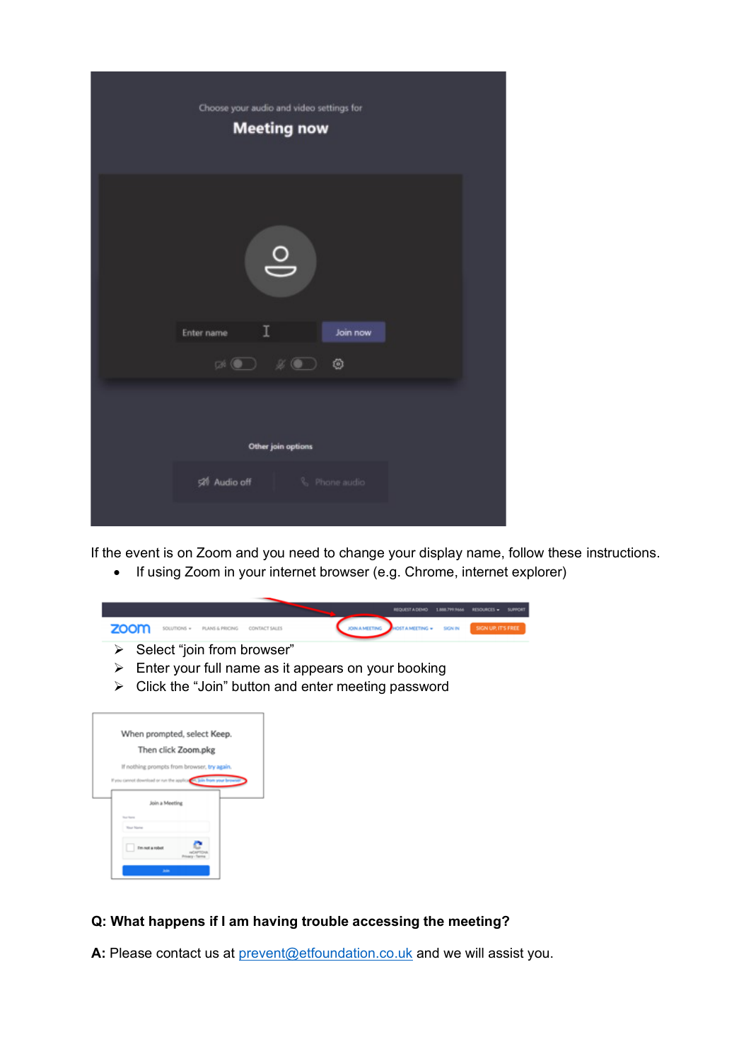If the event is on Zoom and you need to change your display name, follow these instructions.

- If using Zoom in your internet browser (e.g. Chrome, internet explorer)

  - Select “join from browser”
  - Enter your full name as it appears on your booking
  - Click the “Join” button and enter meeting password

**Q: What happens if I am having trouble accessing the meeting?**

**A:** Please contact us at prevent@etfoundation.co.uk and we will assist you.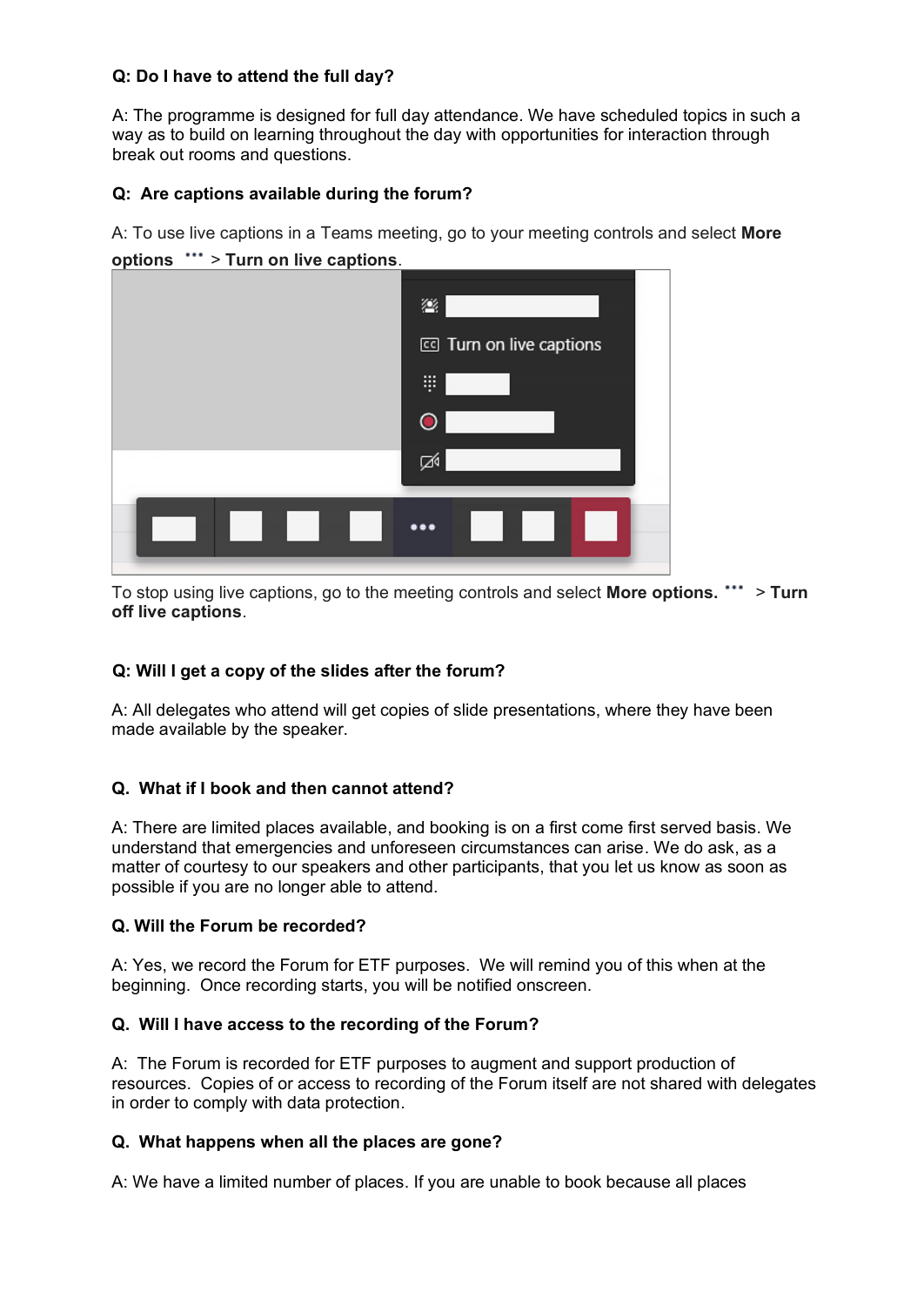**Q: Do I have to attend the full day?**

A: The programme is designed for full day attendance. We have scheduled topics in such a way as to build on learning throughout the day with opportunities for interaction through break out rooms and questions.

**Q: Are captions available during the forum?**

A: To use live captions in a Teams meeting, go to your meeting controls and select **More options** ••• > **Turn on live captions**.

To stop using live captions, go to the meeting controls and select **More options.** ••• > **Turn off live captions**.

**Q: Will I get a copy of the slides after the forum?**

A: All delegates who attend will get copies of slide presentations, where they have been made available by the speaker.

**Q. What if I book and then cannot attend?**

A: There are limited places available, and booking is on a first come first served basis. We understand that emergencies and unforeseen circumstances can arise. We do ask, as a matter of courtesy to our speakers and other participants, that you let us know as soon as possible if you are no longer able to attend.

**Q. Will the Forum be recorded?**

A: Yes, we record the Forum for ETF purposes. We will remind you of this when at the beginning. Once recording starts, you will be notified onscreen.

**Q. Will I have access to the recording of the Forum?**

A: The Forum is recorded for ETF purposes to augment and support production of resources. Copies of or access to recording of the Forum itself are not shared with delegates in order to comply with data protection.

**Q. What happens when all the places are gone?**

A: We have a limited number of places. If you are unable to book because all places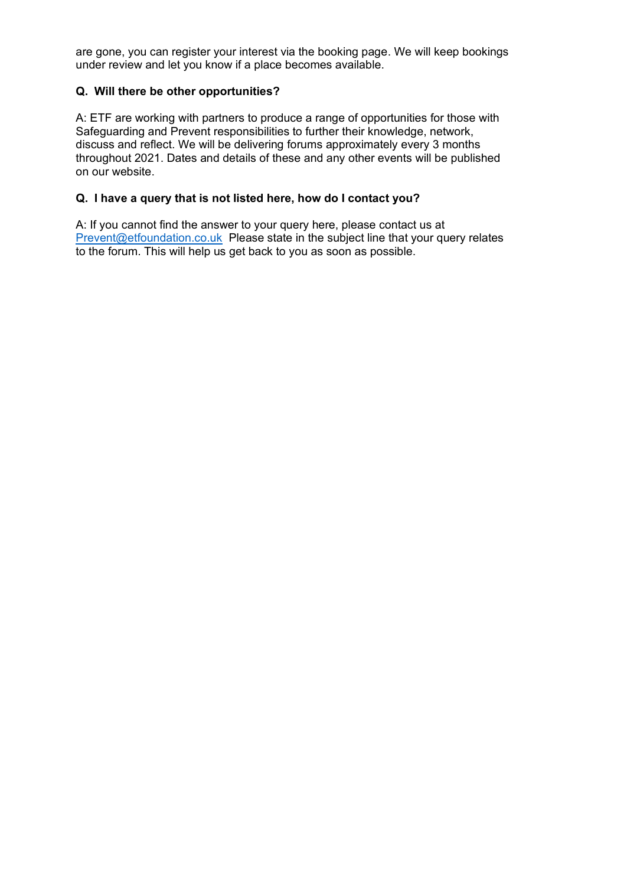are gone, you can register your interest via the booking page. We will keep bookings under review and let you know if a place becomes available.

**Q. Will there be other opportunities?**

A: ETF are working with partners to produce a range of opportunities for those with Safeguarding and Prevent responsibilities to further their knowledge, network, discuss and reflect. We will be delivering forums approximately every 3 months throughout 2021. Dates and details of these and any other events will be published on our website.

**Q. I have a query that is not listed here, how do I contact you?**

A: If you cannot find the answer to your query here, please contact us at Prevent@etfoundation.co.uk Please state in the subject line that your query relates to the forum. This will help us get back to you as soon as possible.